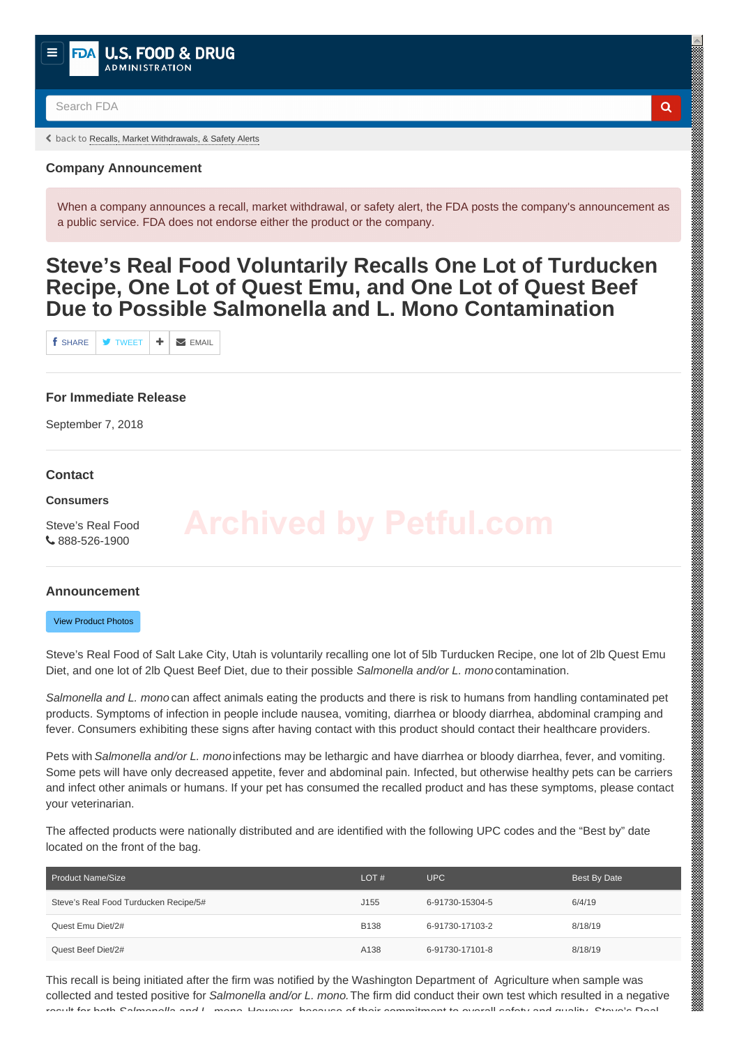U.S. FOOD & DRUG ADMINISTRATION

Search FDA

back to Recalls, Market Withdrawals, & Safety Alerts

### Company Announcement

When a company announces a recall, market withdrawal, or safety alert, the FDA posts the company's announcement as a public service. FDA does not endorse either the product or the company.

# Steve's Real Food Voluntarily Recalls One Lot of Turducken Recipe, One Lot of Quest Emu, and One Lot of Quest Beef Due to Possible Salmonella and L. Mono Contamination

SHARE | TWEET | + | EMAIL

### For Immediate Release

September 7, 2018

### Contact

**Consumers**

Steve's Real Food
888-526-1900

Archived by Petful.com

### Announcement

View Product Photos

Steve's Real Food of Salt Lake City, Utah is voluntarily recalling one lot of 5lb Turducken Recipe, one lot of 2lb Quest Emu Diet, and one lot of 2lb Quest Beef Diet, due to their possible *Salmonella and/or L. mono* contamination.

*Salmonella and L. mono* can affect animals eating the products and there is risk to humans from handling contaminated pet products. Symptoms of infection in people include nausea, vomiting, diarrhea or bloody diarrhea, abdominal cramping and fever. Consumers exhibiting these signs after having contact with this product should contact their healthcare providers.

Pets with *Salmonella and/or L. mono* infections may be lethargic and have diarrhea or bloody diarrhea, fever, and vomiting. Some pets will have only decreased appetite, fever and abdominal pain. Infected, but otherwise healthy pets can be carriers and infect other animals or humans. If your pet has consumed the recalled product and has these symptoms, please contact your veterinarian.

The affected products were nationally distributed and are identified with the following UPC codes and the "Best by" date located on the front of the bag.

| Product Name/Size | LOT # | UPC | Best By Date |
|---|---|---|---|
| Steve's Real Food Turducken Recipe/5# | J155 | 6-91730-15304-5 | 6/4/19 |
| Quest Emu Diet/2# | B138 | 6-91730-17103-2 | 8/18/19 |
| Quest Beef Diet/2# | A138 | 6-91730-17101-8 | 8/18/19 |

This recall is being initiated after the firm was notified by the Washington Department of Agriculture when sample was collected and tested positive for *Salmonella and/or L. mono.* The firm did conduct their own test which resulted in a negative result for both *Salmonella and L. mono.* However, because of their commitment to overall safety and quality, Steve's Real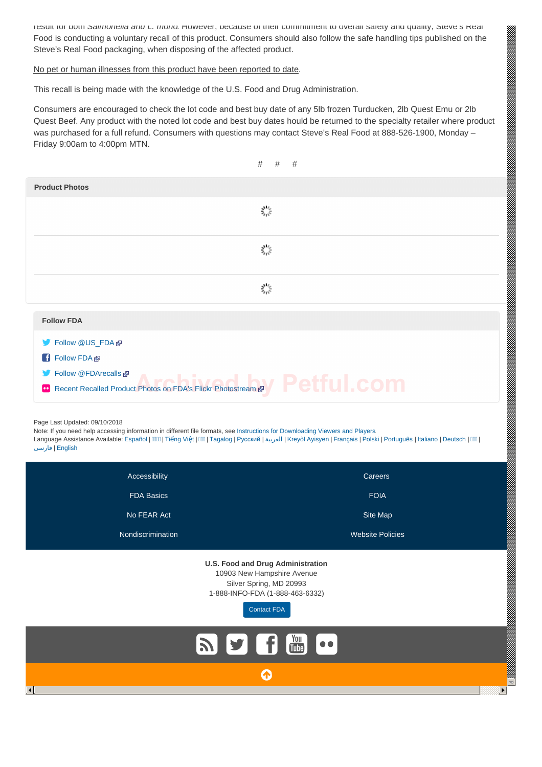result for both *Salmonella and L. mono*. However, because of their commitment to overall safety and quality, Steve's Real Food is conducting a voluntary recall of this product. Consumers should also follow the safe handling tips published on the Steve's Real Food packaging, when disposing of the affected product.

No pet or human illnesses from this product have been reported to date.

This recall is being made with the knowledge of the U.S. Food and Drug Administration.

Consumers are encouraged to check the lot code and best buy date of any 5lb frozen Turducken, 2lb Quest Emu or 2lb Quest Beef. Any product with the noted lot code and best buy dates hould be returned to the specialty retailer where product was purchased for a full refund. Consumers with questions may contact Steve's Real Food at 888-526-1900, Monday – Friday 9:00am to 4:00pm MTN.

# # #

**Product Photos**

**Follow FDA**

- Follow @US_FDA
- Follow FDA
- Follow @FDArecalls
- Recent Recalled Product Photos on FDA's Flickr Photostream

Archived by Petful.com

Page Last Updated: 09/10/2018

Note: If you need help accessing information in different file formats, see Instructions for Downloading Viewers and Players.

Language Assistance Available: Español | 繁體中文 | Tiếng Việt | 한국어 | Tagalog | Русский | العربية | Kreyòl Ayisyen | Français | Polski | Português | Italiano | Deutsch | 日本語 | فارسی | English

Accessibility | Careers | FDA Basics | FOIA | No FEAR Act | Site Map | Nondiscrimination | Website Policies

**U.S. Food and Drug Administration**
10903 New Hampshire Avenue
Silver Spring, MD 20993
1-888-INFO-FDA (1-888-463-6332)

Contact FDA